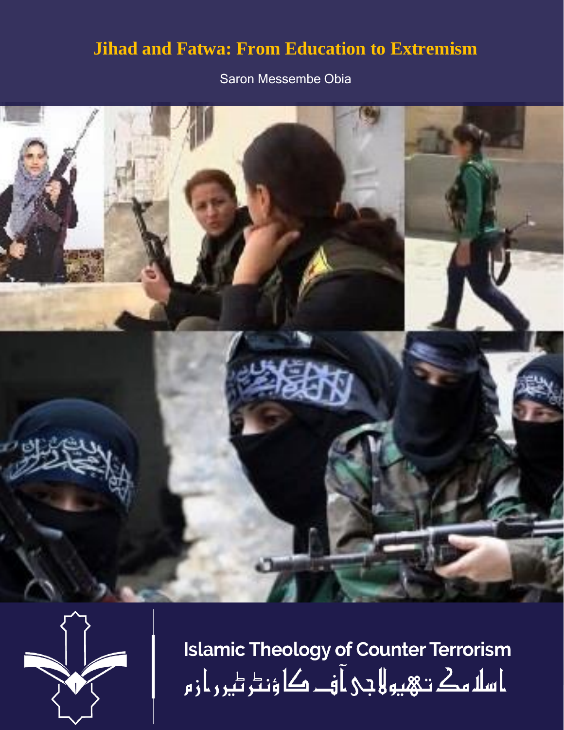# Jihad and Fatwa: From Education to Extremism

Saron Messembe Obia

Islamic Theology of Counter Terrorism

اسلامک تھیولاجی آف کاؤنٹر ٹیررازم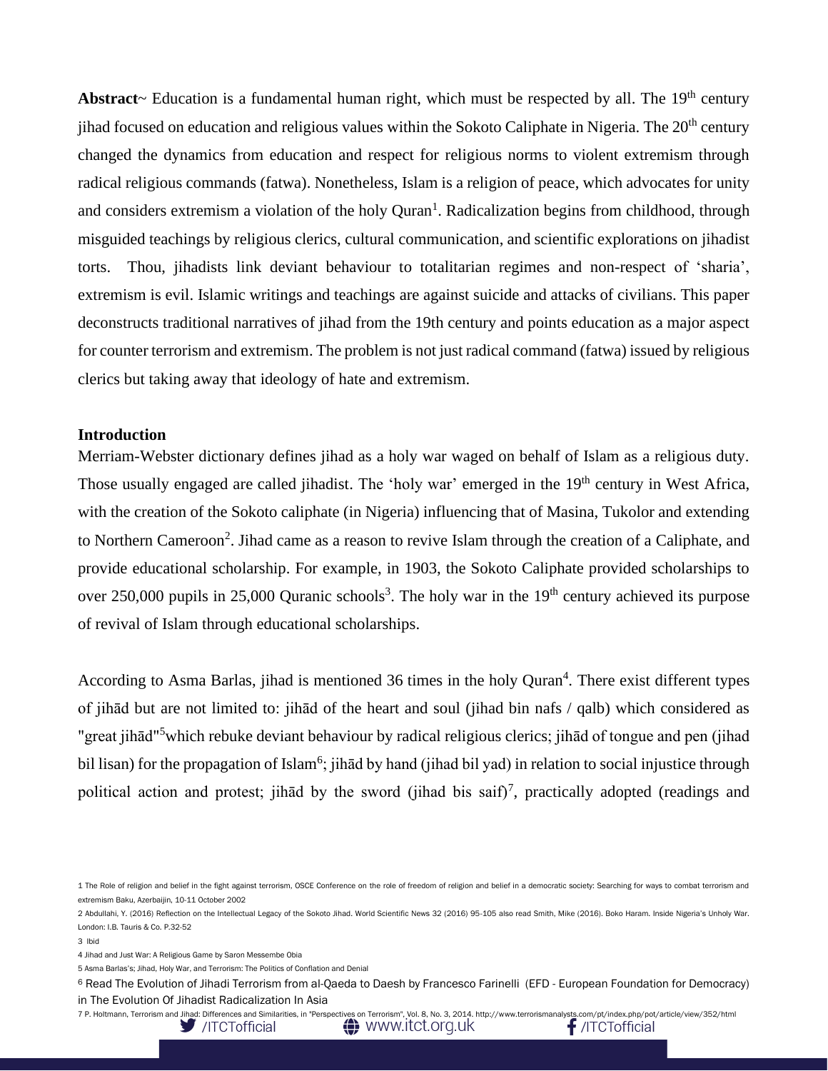**Abstract**~ Education is a fundamental human right, which must be respected by all. The 19th century jihad focused on education and religious values within the Sokoto Caliphate in Nigeria. The 20th century changed the dynamics from education and respect for religious norms to violent extremism through radical religious commands (fatwa). Nonetheless, Islam is a religion of peace, which advocates for unity and considers extremism a violation of the holy Quran[1]. Radicalization begins from childhood, through misguided teachings by religious clerics, cultural communication, and scientific explorations on jihadist torts. Thou, jihadists link deviant behaviour to totalitarian regimes and non-respect of 'sharia', extremism is evil. Islamic writings and teachings are against suicide and attacks of civilians. This paper deconstructs traditional narratives of jihad from the 19th century and points education as a major aspect for counter terrorism and extremism. The problem is not just radical command (fatwa) issued by religious clerics but taking away that ideology of hate and extremism.

**Introduction**

Merriam-Webster dictionary defines jihad as a holy war waged on behalf of Islam as a religious duty. Those usually engaged are called jihadist. The 'holy war' emerged in the 19th century in West Africa, with the creation of the Sokoto caliphate (in Nigeria) influencing that of Masina, Tukolor and extending to Northern Cameroon[2]. Jihad came as a reason to revive Islam through the creation of a Caliphate, and provide educational scholarship. For example, in 1903, the Sokoto Caliphate provided scholarships to over 250,000 pupils in 25,000 Quranic schools[3]. The holy war in the 19th century achieved its purpose of revival of Islam through educational scholarships.

According to Asma Barlas, jihad is mentioned 36 times in the holy Quran[4]. There exist different types of jihād but are not limited to: jihād of the heart and soul (jihad bin nafs / qalb) which considered as "great jihād"[5]which rebuke deviant behaviour by radical religious clerics; jihād of tongue and pen (jihad bil lisan) for the propagation of Islam[6]; jihād by hand (jihad bil yad) in relation to social injustice through political action and protest; jihād by the sword (jihad bis saif)[7], practically adopted (readings and

1 The Role of religion and belief in the fight against terrorism, OSCE Conference on the role of freedom of religion and belief in a democratic society: Searching for ways to combat terrorism and extremism Baku, Azerbaijin, 10-11 October 2002

2 Abdullahi, Y. (2016) Reflection on the Intellectual Legacy of the Sokoto Jihad. World Scientific News 32 (2016) 95-105 also read Smith, Mike (2016). Boko Haram. Inside Nigeria's Unholy War. London: I.B. Tauris & Co. P.32-52

3 Ibid

4 Jihad and Just War: A Religious Game by Saron Messembe Obia

5 Asma Barlas's; Jihad, Holy War, and Terrorism: The Politics of Conflation and Denial

6 Read The Evolution of Jihadi Terrorism from al-Qaeda to Daesh by Francesco Farinelli (EFD - European Foundation for Democracy) in The Evolution Of Jihadist Radicalization In Asia

7 P. Holtmann, Terrorism and Jihad: Differences and Similarities, in "Perspectives on Terrorism", Vol. 8, No. 3, 2014. http://www.terrorismanalysts.com/pt/index.php/pot/article/view/352/html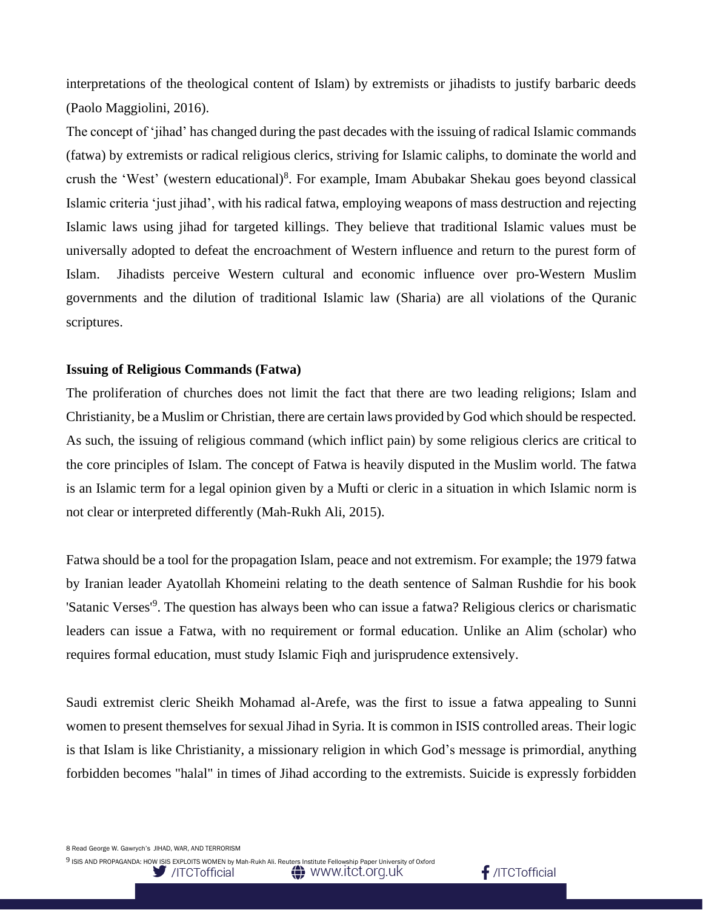interpretations of the theological content of Islam) by extremists or jihadists to justify barbaric deeds (Paolo Maggiolini, 2016).

The concept of 'jihad' has changed during the past decades with the issuing of radical Islamic commands (fatwa) by extremists or radical religious clerics, striving for Islamic caliphs, to dominate the world and crush the 'West' (western educational)[8]. For example, Imam Abubakar Shekau goes beyond classical Islamic criteria 'just jihad', with his radical fatwa, employing weapons of mass destruction and rejecting Islamic laws using jihad for targeted killings. They believe that traditional Islamic values must be universally adopted to defeat the encroachment of Western influence and return to the purest form of Islam. Jihadists perceive Western cultural and economic influence over pro-Western Muslim governments and the dilution of traditional Islamic law (Sharia) are all violations of the Quranic scriptures.

**Issuing of Religious Commands (Fatwa)**

The proliferation of churches does not limit the fact that there are two leading religions; Islam and Christianity, be a Muslim or Christian, there are certain laws provided by God which should be respected. As such, the issuing of religious command (which inflict pain) by some religious clerics are critical to the core principles of Islam. The concept of Fatwa is heavily disputed in the Muslim world. The fatwa is an Islamic term for a legal opinion given by a Mufti or cleric in a situation in which Islamic norm is not clear or interpreted differently (Mah-Rukh Ali, 2015).

Fatwa should be a tool for the propagation Islam, peace and not extremism. For example; the 1979 fatwa by Iranian leader Ayatollah Khomeini relating to the death sentence of Salman Rushdie for his book 'Satanic Verses'[9]. The question has always been who can issue a fatwa? Religious clerics or charismatic leaders can issue a Fatwa, with no requirement or formal education. Unlike an Alim (scholar) who requires formal education, must study Islamic Fiqh and jurisprudence extensively.

Saudi extremist cleric Sheikh Mohamad al-Arefe, was the first to issue a fatwa appealing to Sunni women to present themselves for sexual Jihad in Syria. It is common in ISIS controlled areas. Their logic is that Islam is like Christianity, a missionary religion in which God's message is primordial, anything forbidden becomes "halal" in times of Jihad according to the extremists. Suicide is expressly forbidden

8 Read George W. Gawrych's JIHAD, WAR, AND TERRORISM

9 ISIS AND PROPAGANDA: HOW ISIS EXPLOITS WOMEN by Mah-Rukh Ali. Reuters Institute Fellowship Paper University of Oxford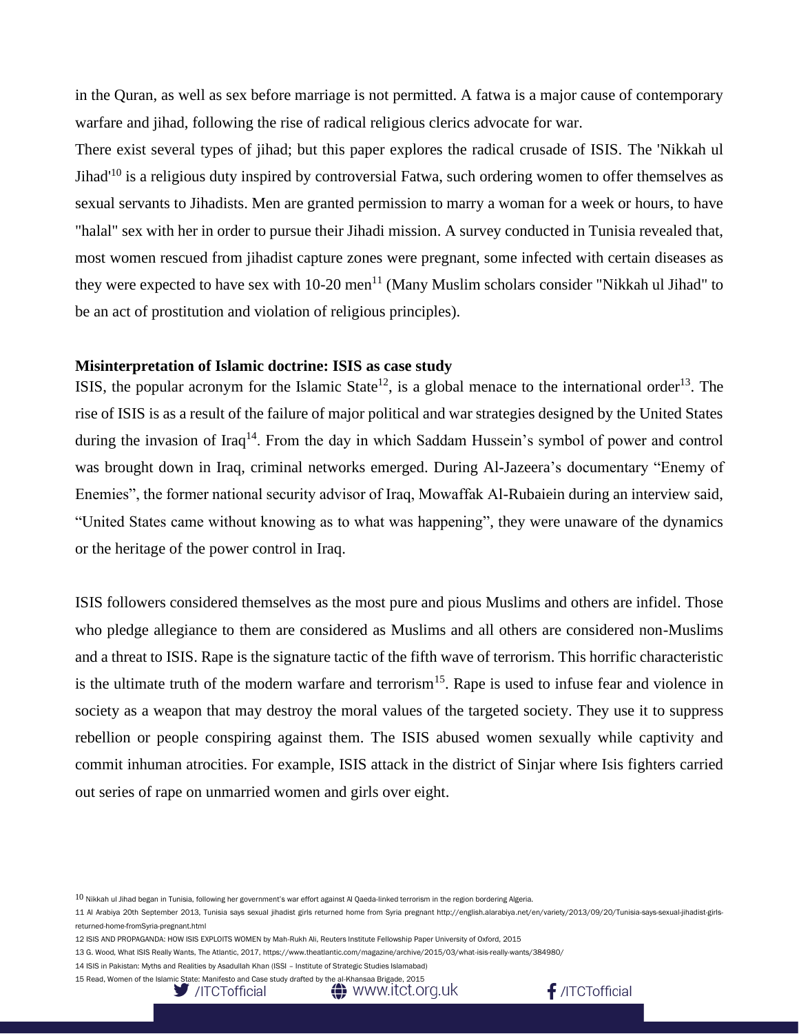in the Quran, as well as sex before marriage is not permitted. A fatwa is a major cause of contemporary warfare and jihad, following the rise of radical religious clerics advocate for war.

There exist several types of jihad; but this paper explores the radical crusade of ISIS. The 'Nikkah ul Jihad'[10] is a religious duty inspired by controversial Fatwa, such ordering women to offer themselves as sexual servants to Jihadists. Men are granted permission to marry a woman for a week or hours, to have "halal" sex with her in order to pursue their Jihadi mission. A survey conducted in Tunisia revealed that, most women rescued from jihadist capture zones were pregnant, some infected with certain diseases as they were expected to have sex with 10-20 men[11] (Many Muslim scholars consider "Nikkah ul Jihad" to be an act of prostitution and violation of religious principles).

**Misinterpretation of Islamic doctrine: ISIS as case study**

ISIS, the popular acronym for the Islamic State[12], is a global menace to the international order[13]. The rise of ISIS is as a result of the failure of major political and war strategies designed by the United States during the invasion of Iraq[14]. From the day in which Saddam Hussein's symbol of power and control was brought down in Iraq, criminal networks emerged. During Al-Jazeera's documentary "Enemy of Enemies", the former national security advisor of Iraq, Mowaffak Al-Rubaiein during an interview said, "United States came without knowing as to what was happening", they were unaware of the dynamics or the heritage of the power control in Iraq.

ISIS followers considered themselves as the most pure and pious Muslims and others are infidel. Those who pledge allegiance to them are considered as Muslims and all others are considered non-Muslims and a threat to ISIS. Rape is the signature tactic of the fifth wave of terrorism. This horrific characteristic is the ultimate truth of the modern warfare and terrorism[15]. Rape is used to infuse fear and violence in society as a weapon that may destroy the moral values of the targeted society. They use it to suppress rebellion or people conspiring against them. The ISIS abused women sexually while captivity and commit inhuman atrocities. For example, ISIS attack in the district of Sinjar where Isis fighters carried out series of rape on unmarried women and girls over eight.

10 Nikkah ul Jihad began in Tunisia, following her government's war effort against Al Qaeda-linked terrorism in the region bordering Algeria.

11 Al Arabiya 20th September 2013, Tunisia says sexual jihadist girls returned home from Syria pregnant http://english.alarabiya.net/en/variety/2013/09/20/Tunisia-says-sexual-jihadist-girls-returned-home-fromSyria-pregnant.html

12 ISIS AND PROPAGANDA: HOW ISIS EXPLOITS WOMEN by Mah-Rukh Ali, Reuters Institute Fellowship Paper University of Oxford, 2015

13 G. Wood, What ISIS Really Wants, The Atlantic, 2017, https://www.theatlantic.com/magazine/archive/2015/03/what-isis-really-wants/384980/

14 ISIS in Pakistan: Myths and Realities by Asadullah Khan (ISSI – Institute of Strategic Studies Islamabad)

15 Read, Women of the Islamic State: Manifesto and Case study drafted by the al-Khansaa Brigade, 2015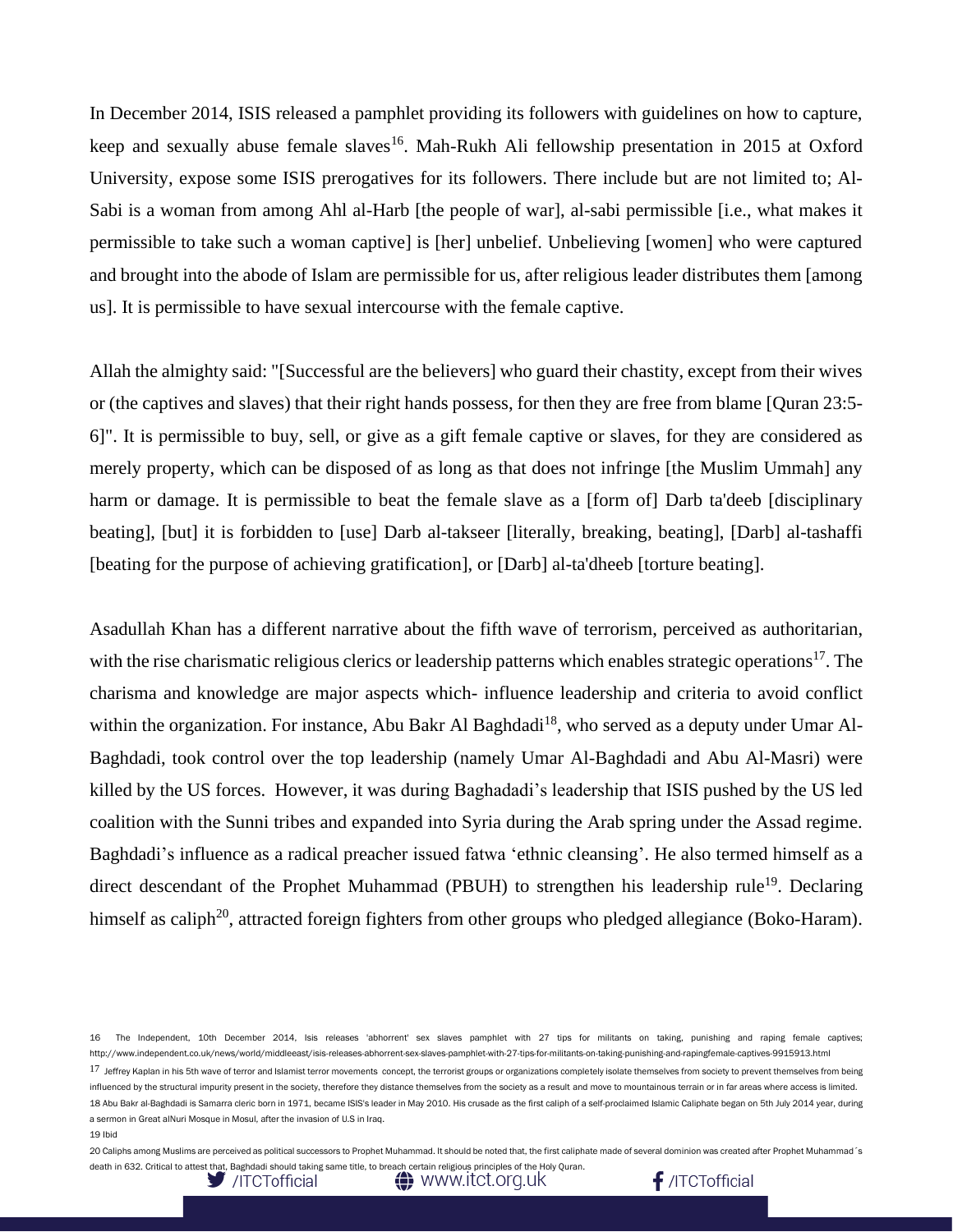In December 2014, ISIS released a pamphlet providing its followers with guidelines on how to capture, keep and sexually abuse female slaves[16]. Mah-Rukh Ali fellowship presentation in 2015 at Oxford University, expose some ISIS prerogatives for its followers. There include but are not limited to; Al-Sabi is a woman from among Ahl al-Harb [the people of war], al-sabi permissible [i.e., what makes it permissible to take such a woman captive] is [her] unbelief. Unbelieving [women] who were captured and brought into the abode of Islam are permissible for us, after religious leader distributes them [among us]. It is permissible to have sexual intercourse with the female captive.

Allah the almighty said: "[Successful are the believers] who guard their chastity, except from their wives or (the captives and slaves) that their right hands possess, for then they are free from blame [Quran 23:5-6]". It is permissible to buy, sell, or give as a gift female captive or slaves, for they are considered as merely property, which can be disposed of as long as that does not infringe [the Muslim Ummah] any harm or damage. It is permissible to beat the female slave as a [form of] Darb ta'deeb [disciplinary beating], [but] it is forbidden to [use] Darb al-takseer [literally, breaking, beating], [Darb] al-tashaffi [beating for the purpose of achieving gratification], or [Darb] al-ta'dheeb [torture beating].

Asadullah Khan has a different narrative about the fifth wave of terrorism, perceived as authoritarian, with the rise charismatic religious clerics or leadership patterns which enables strategic operations[17]. The charisma and knowledge are major aspects which- influence leadership and criteria to avoid conflict within the organization. For instance, Abu Bakr Al Baghdadi[18], who served as a deputy under Umar Al-Baghdadi, took control over the top leadership (namely Umar Al-Baghdadi and Abu Al-Masri) were killed by the US forces. However, it was during Baghadadi's leadership that ISIS pushed by the US led coalition with the Sunni tribes and expanded into Syria during the Arab spring under the Assad regime. Baghdadi's influence as a radical preacher issued fatwa 'ethnic cleansing'. He also termed himself as a direct descendant of the Prophet Muhammad (PBUH) to strengthen his leadership rule[19]. Declaring himself as caliph[20], attracted foreign fighters from other groups who pledged allegiance (Boko-Haram).

16 The Independent, 10th December 2014, Isis releases 'abhorrent' sex slaves pamphlet with 27 tips for militants on taking, punishing and raping female captives; http://www.independent.co.uk/news/world/middleeast/isis-releases-abhorrent-sex-slaves-pamphlet-with-27-tips-for-militants-on-taking-punishing-and-rapingfemale-captives-9915913.html

17 Jeffrey Kaplan in his 5th wave of terror and Islamist terror movements concept, the terrorist groups or organizations completely isolate themselves from society to prevent themselves from being influenced by the structural impurity present in the society, therefore they distance themselves from the society as a result and move to mountainous terrain or in far areas where access is limited.

18 Abu Bakr al-Baghdadi is Samarra cleric born in 1971, became ISIS's leader in May 2010. His crusade as the first caliph of a self-proclaimed Islamic Caliphate began on 5th July 2014 year, during a sermon in Great alNuri Mosque in Mosul, after the invasion of U.S in Iraq.

19 Ibid

20 Caliphs among Muslims are perceived as political successors to Prophet Muhammad. It should be noted that, the first caliphate made of several dominion was created after Prophet Muhammad´s death in 632. Critical to attest that, Baghdadi should taking same title, to breach certain religious principles of the Holy Quran.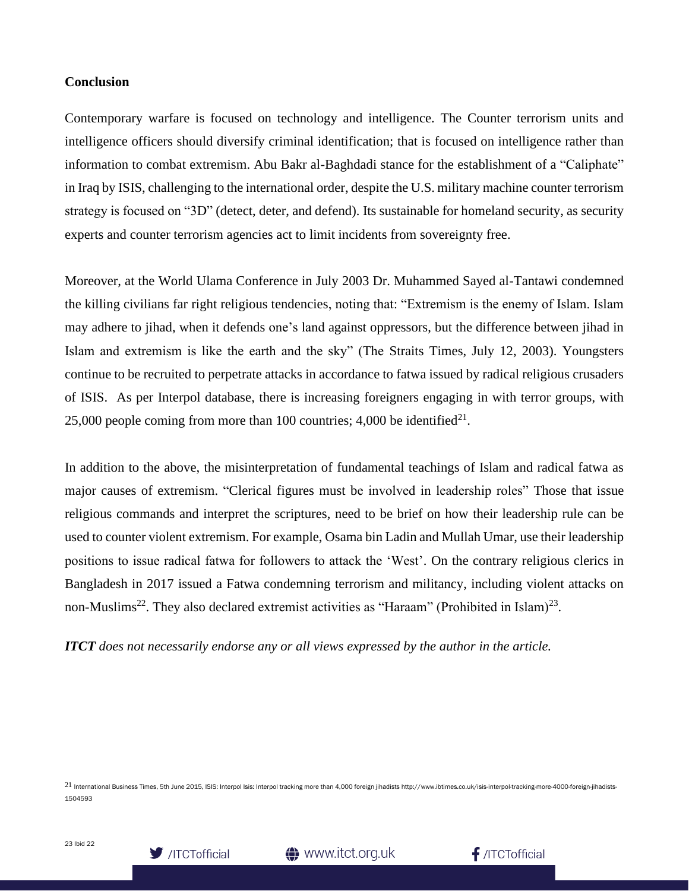**Conclusion**

Contemporary warfare is focused on technology and intelligence. The Counter terrorism units and intelligence officers should diversify criminal identification; that is focused on intelligence rather than information to combat extremism. Abu Bakr al-Baghdadi stance for the establishment of a "Caliphate" in Iraq by ISIS, challenging to the international order, despite the U.S. military machine counter terrorism strategy is focused on "3D" (detect, deter, and defend). Its sustainable for homeland security, as security experts and counter terrorism agencies act to limit incidents from sovereignty free.

Moreover, at the World Ulama Conference in July 2003 Dr. Muhammed Sayed al-Tantawi condemned the killing civilians far right religious tendencies, noting that: "Extremism is the enemy of Islam. Islam may adhere to jihad, when it defends one's land against oppressors, but the difference between jihad in Islam and extremism is like the earth and the sky" (The Straits Times, July 12, 2003). Youngsters continue to be recruited to perpetrate attacks in accordance to fatwa issued by radical religious crusaders of ISIS. As per Interpol database, there is increasing foreigners engaging in with terror groups, with 25,000 people coming from more than 100 countries; 4,000 be identified[21].

In addition to the above, the misinterpretation of fundamental teachings of Islam and radical fatwa as major causes of extremism. "Clerical figures must be involved in leadership roles" Those that issue religious commands and interpret the scriptures, need to be brief on how their leadership rule can be used to counter violent extremism. For example, Osama bin Ladin and Mullah Umar, use their leadership positions to issue radical fatwa for followers to attack the 'West'. On the contrary religious clerics in Bangladesh in 2017 issued a Fatwa condemning terrorism and militancy, including violent attacks on non-Muslims[22]. They also declared extremist activities as "Haraam" (Prohibited in Islam)[23].

***ITCT** does not necessarily endorse any or all views expressed by the author in the article.*

[21] International Business Times, 5th June 2015, ISIS: Interpol Isis: Interpol tracking more than 4,000 foreign jihadists http://www.ibtimes.co.uk/isis-interpol-tracking-more-4000-foreign-jihadists-1504593

23 Ibid 22